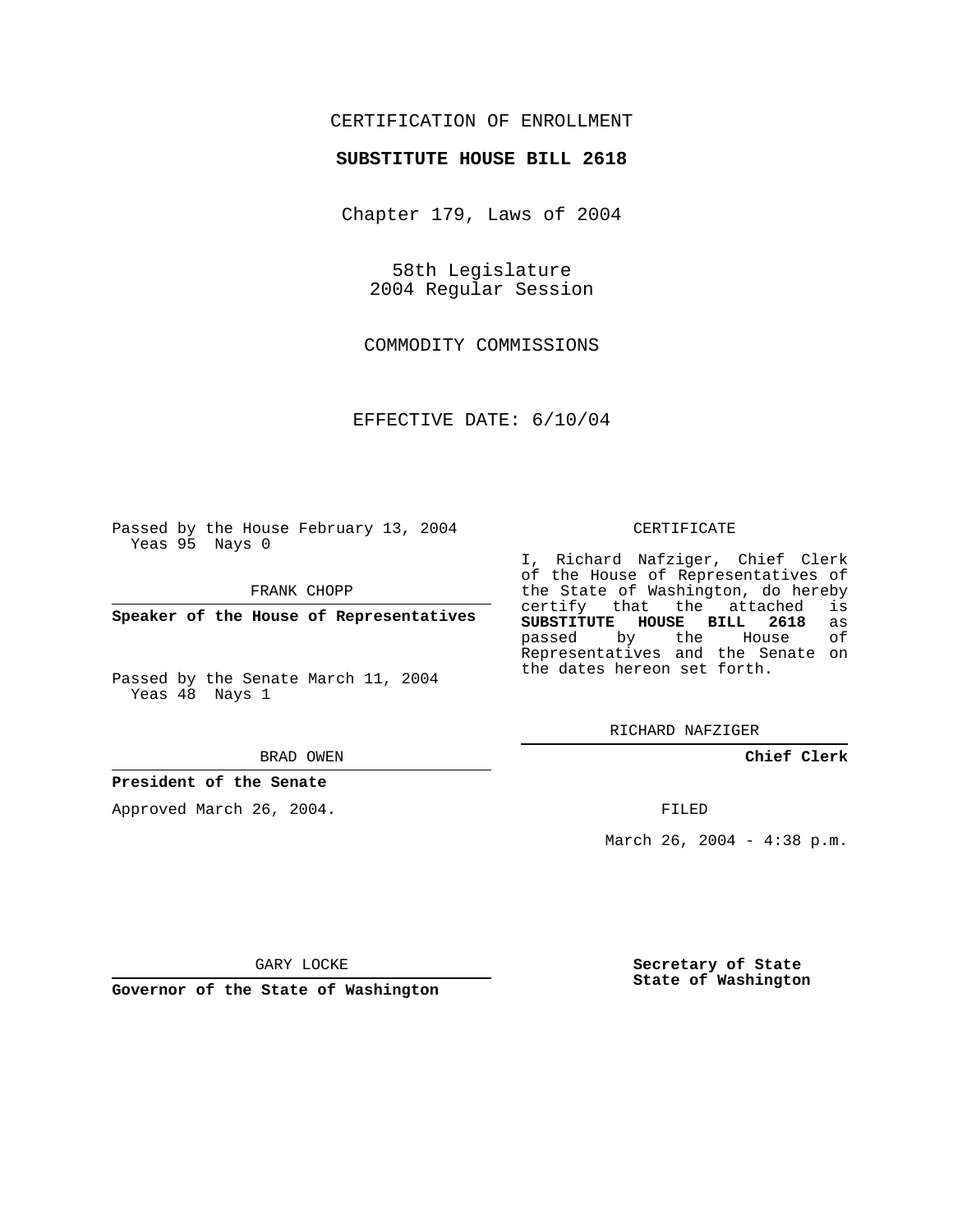CERTIFICATION OF ENROLLMENT

**SUBSTITUTE HOUSE BILL 2618**

Chapter 179, Laws of 2004

58th Legislature
2004 Regular Session

COMMODITY COMMISSIONS

EFFECTIVE DATE: 6/10/04

Passed by the House February 13, 2004
Yeas 95 Nays 0

FRANK CHOPP

**Speaker of the House of Representatives**

Passed by the Senate March 11, 2004
Yeas 48 Nays 1

BRAD OWEN

**President of the Senate**

Approved March 26, 2004.

GARY LOCKE

**Governor of the State of Washington**

CERTIFICATE

I, Richard Nafziger, Chief Clerk of the House of Representatives of the State of Washington, do hereby certify that the attached is **SUBSTITUTE HOUSE BILL 2618** as passed by the House of Representatives and the Senate on the dates hereon set forth.

RICHARD NAFZIGER

**Chief Clerk**

FILED

March 26, 2004 - 4:38 p.m.

**Secretary of State**
**State of Washington**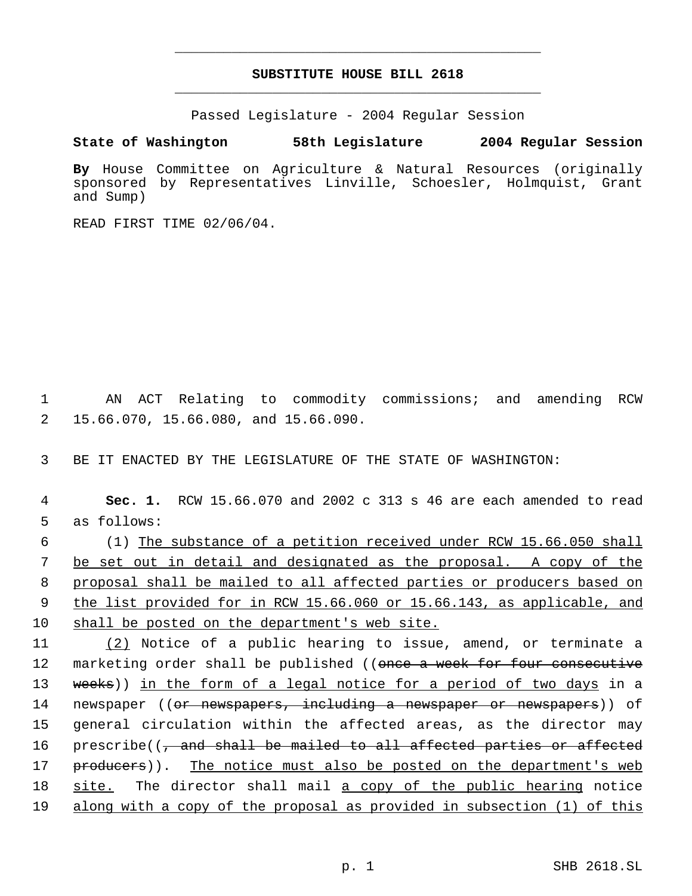# SUBSTITUTE HOUSE BILL 2618

Passed Legislature - 2004 Regular Session

**State of Washington 58th Legislature 2004 Regular Session**

**By** House Committee on Agriculture & Natural Resources (originally sponsored by Representatives Linville, Schoesler, Holmquist, Grant and Sump)

READ FIRST TIME 02/06/04.

AN ACT Relating to commodity commissions; and amending RCW 15.66.070, 15.66.080, and 15.66.090.

BE IT ENACTED BY THE LEGISLATURE OF THE STATE OF WASHINGTON:

**Sec. 1.** RCW 15.66.070 and 2002 c 313 s 46 are each amended to read as follows:

(1) The substance of a petition received under RCW 15.66.050 shall be set out in detail and designated as the proposal. A copy of the proposal shall be mailed to all affected parties or producers based on the list provided for in RCW 15.66.060 or 15.66.143, as applicable, and shall be posted on the department's web site.

(2) Notice of a public hearing to issue, amend, or terminate a marketing order shall be published ((~~once a week for four consecutive weeks~~)) in the form of a legal notice for a period of two days in a newspaper ((~~or newspapers, including a newspaper or newspapers~~)) of general circulation within the affected areas, as the director may prescribe((~~, and shall be mailed to all affected parties or affected producers~~)). The notice must also be posted on the department's web site. The director shall mail a copy of the public hearing notice along with a copy of the proposal as provided in subsection (1) of this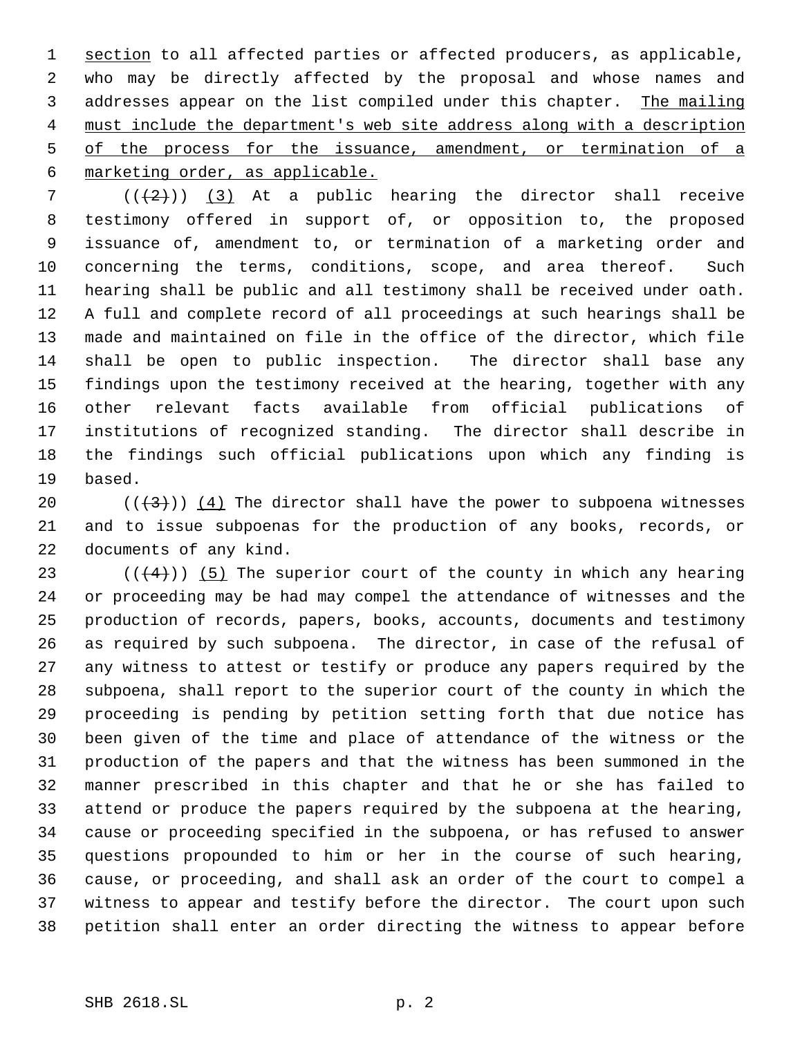section to all affected parties or affected producers, as applicable, who may be directly affected by the proposal and whose names and addresses appear on the list compiled under this chapter. The mailing must include the department's web site address along with a description of the process for the issuance, amendment, or termination of a marketing order, as applicable.

~~((2))~~ (3) At a public hearing the director shall receive testimony offered in support of, or opposition to, the proposed issuance of, amendment to, or termination of a marketing order and concerning the terms, conditions, scope, and area thereof. Such hearing shall be public and all testimony shall be received under oath. A full and complete record of all proceedings at such hearings shall be made and maintained on file in the office of the director, which file shall be open to public inspection. The director shall base any findings upon the testimony received at the hearing, together with any other relevant facts available from official publications of institutions of recognized standing. The director shall describe in the findings such official publications upon which any finding is based.

~~((3))~~ (4) The director shall have the power to subpoena witnesses and to issue subpoenas for the production of any books, records, or documents of any kind.

~~((4))~~ (5) The superior court of the county in which any hearing or proceeding may be had may compel the attendance of witnesses and the production of records, papers, books, accounts, documents and testimony as required by such subpoena. The director, in case of the refusal of any witness to attest or testify or produce any papers required by the subpoena, shall report to the superior court of the county in which the proceeding is pending by petition setting forth that due notice has been given of the time and place of attendance of the witness or the production of the papers and that the witness has been summoned in the manner prescribed in this chapter and that he or she has failed to attend or produce the papers required by the subpoena at the hearing, cause or proceeding specified in the subpoena, or has refused to answer questions propounded to him or her in the course of such hearing, cause, or proceeding, and shall ask an order of the court to compel a witness to appear and testify before the director. The court upon such petition shall enter an order directing the witness to appear before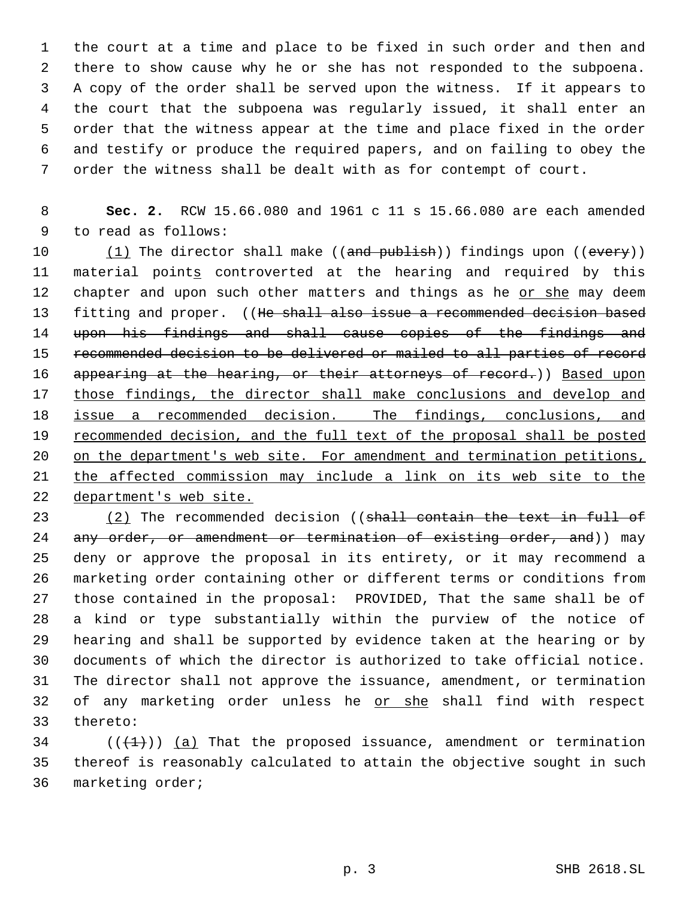the court at a time and place to be fixed in such order and then and there to show cause why he or she has not responded to the subpoena. A copy of the order shall be served upon the witness. If it appears to the court that the subpoena was regularly issued, it shall enter an order that the witness appear at the time and place fixed in the order and testify or produce the required papers, and on failing to obey the order the witness shall be dealt with as for contempt of court.

**Sec. 2.** RCW 15.66.080 and 1961 c 11 s 15.66.080 are each amended to read as follows:

(1) The director shall make ((~~and publish~~)) findings upon ((~~every~~)) material points controverted at the hearing and required by this chapter and upon such other matters and things as he or she may deem fitting and proper. ((~~He shall also issue a recommended decision based upon his findings and shall cause copies of the findings and recommended decision to be delivered or mailed to all parties of record appearing at the hearing, or their attorneys of record.~~)) Based upon those findings, the director shall make conclusions and develop and issue a recommended decision. The findings, conclusions, and recommended decision, and the full text of the proposal shall be posted on the department's web site. For amendment and termination petitions, the affected commission may include a link on its web site to the department's web site.

(2) The recommended decision ((~~shall contain the text in full of any order, or amendment or termination of existing order, and~~)) may deny or approve the proposal in its entirety, or it may recommend a marketing order containing other or different terms or conditions from those contained in the proposal: PROVIDED, That the same shall be of a kind or type substantially within the purview of the notice of hearing and shall be supported by evidence taken at the hearing or by documents of which the director is authorized to take official notice. The director shall not approve the issuance, amendment, or termination of any marketing order unless he or she shall find with respect thereto:

((~~(1)~~)) (a) That the proposed issuance, amendment or termination thereof is reasonably calculated to attain the objective sought in such marketing order;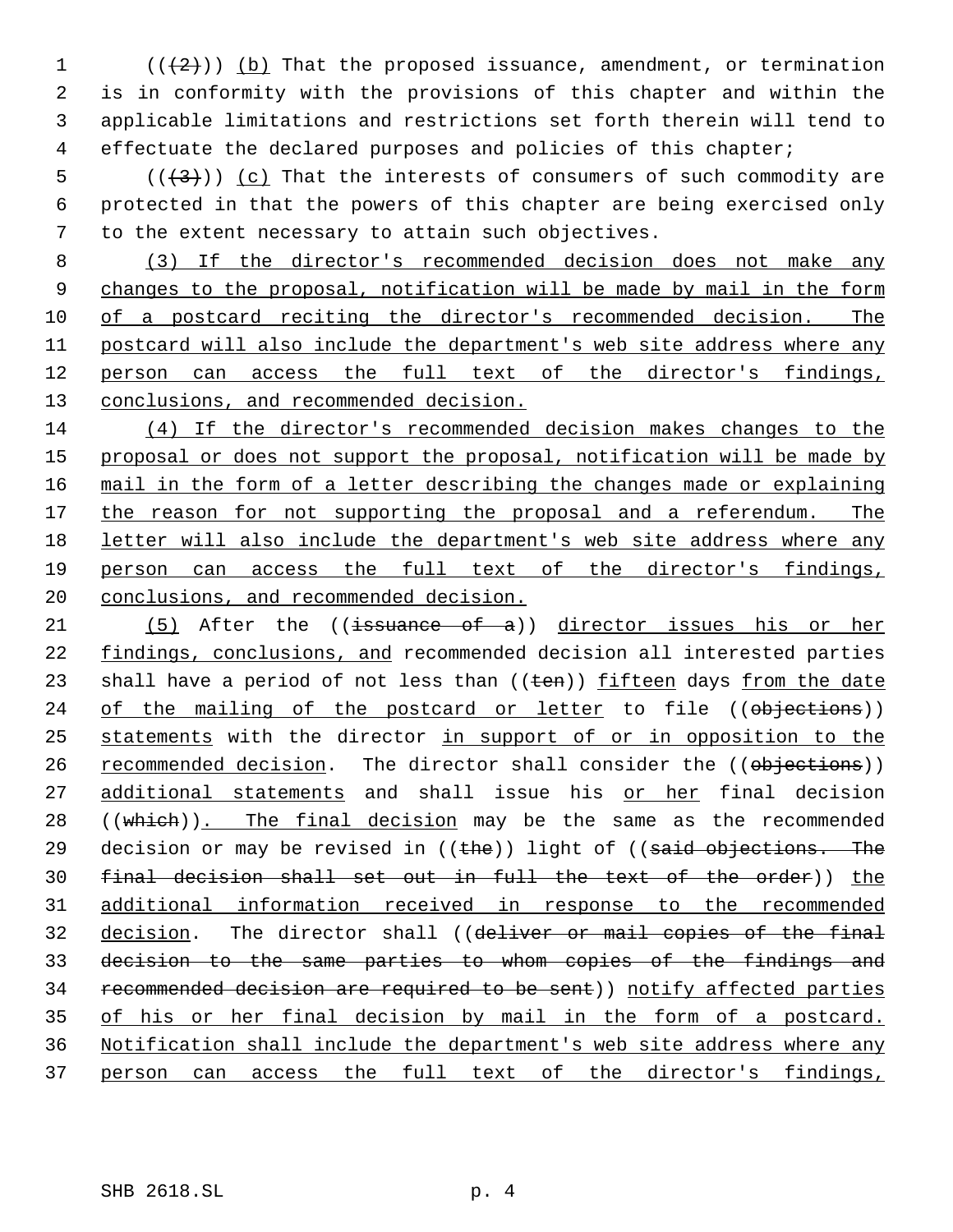(((2))) (b) That the proposed issuance, amendment, or termination is in conformity with the provisions of this chapter and within the applicable limitations and restrictions set forth therein will tend to effectuate the declared purposes and policies of this chapter;

(((3))) (c) That the interests of consumers of such commodity are protected in that the powers of this chapter are being exercised only to the extent necessary to attain such objectives.

(3) If the director's recommended decision does not make any changes to the proposal, notification will be made by mail in the form of a postcard reciting the director's recommended decision. The postcard will also include the department's web site address where any person can access the full text of the director's findings, conclusions, and recommended decision.

(4) If the director's recommended decision makes changes to the proposal or does not support the proposal, notification will be made by mail in the form of a letter describing the changes made or explaining the reason for not supporting the proposal and a referendum. The letter will also include the department's web site address where any person can access the full text of the director's findings, conclusions, and recommended decision.

(5) After the ((~~issuance of a~~)) director issues his or her findings, conclusions, and recommended decision all interested parties shall have a period of not less than ((~~ten~~)) fifteen days from the date of the mailing of the postcard or letter to file ((~~objections~~)) statements with the director in support of or in opposition to the recommended decision. The director shall consider the ((~~objections~~)) additional statements and shall issue his or her final decision ((~~which~~)). The final decision may be the same as the recommended decision or may be revised in ((~~the~~)) light of ((~~said objections. The final decision shall set out in full the text of the order~~)) the additional information received in response to the recommended decision. The director shall ((~~deliver or mail copies of the final decision to the same parties to whom copies of the findings and recommended decision are required to be sent~~)) notify affected parties of his or her final decision by mail in the form of a postcard. Notification shall include the department's web site address where any person can access the full text of the director's findings,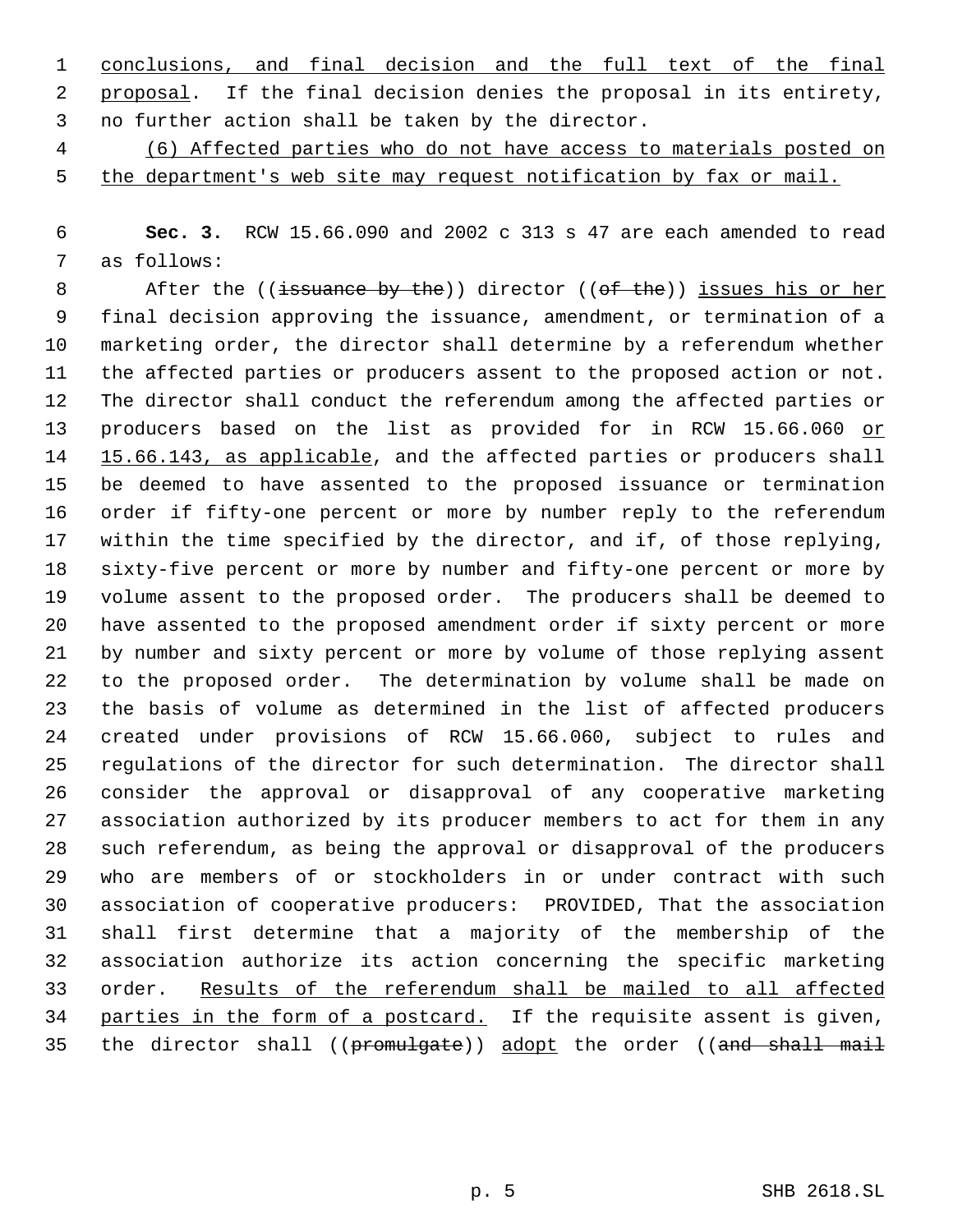conclusions, and final decision and the full text of the final proposal. If the final decision denies the proposal in its entirety, no further action shall be taken by the director.

(6) Affected parties who do not have access to materials posted on the department's web site may request notification by fax or mail.

**Sec. 3.** RCW 15.66.090 and 2002 c 313 s 47 are each amended to read as follows:

After the ((~~issuance by the~~)) director ((~~of the~~)) issues his or her final decision approving the issuance, amendment, or termination of a marketing order, the director shall determine by a referendum whether the affected parties or producers assent to the proposed action or not. The director shall conduct the referendum among the affected parties or producers based on the list as provided for in RCW 15.66.060 or 15.66.143, as applicable, and the affected parties or producers shall be deemed to have assented to the proposed issuance or termination order if fifty-one percent or more by number reply to the referendum within the time specified by the director, and if, of those replying, sixty-five percent or more by number and fifty-one percent or more by volume assent to the proposed order. The producers shall be deemed to have assented to the proposed amendment order if sixty percent or more by number and sixty percent or more by volume of those replying assent to the proposed order. The determination by volume shall be made on the basis of volume as determined in the list of affected producers created under provisions of RCW 15.66.060, subject to rules and regulations of the director for such determination. The director shall consider the approval or disapproval of any cooperative marketing association authorized by its producer members to act for them in any such referendum, as being the approval or disapproval of the producers who are members of or stockholders in or under contract with such association of cooperative producers: PROVIDED, That the association shall first determine that a majority of the membership of the association authorize its action concerning the specific marketing order. Results of the referendum shall be mailed to all affected parties in the form of a postcard. If the requisite assent is given, the director shall ((~~promulgate~~)) adopt the order ((~~and shall mail~~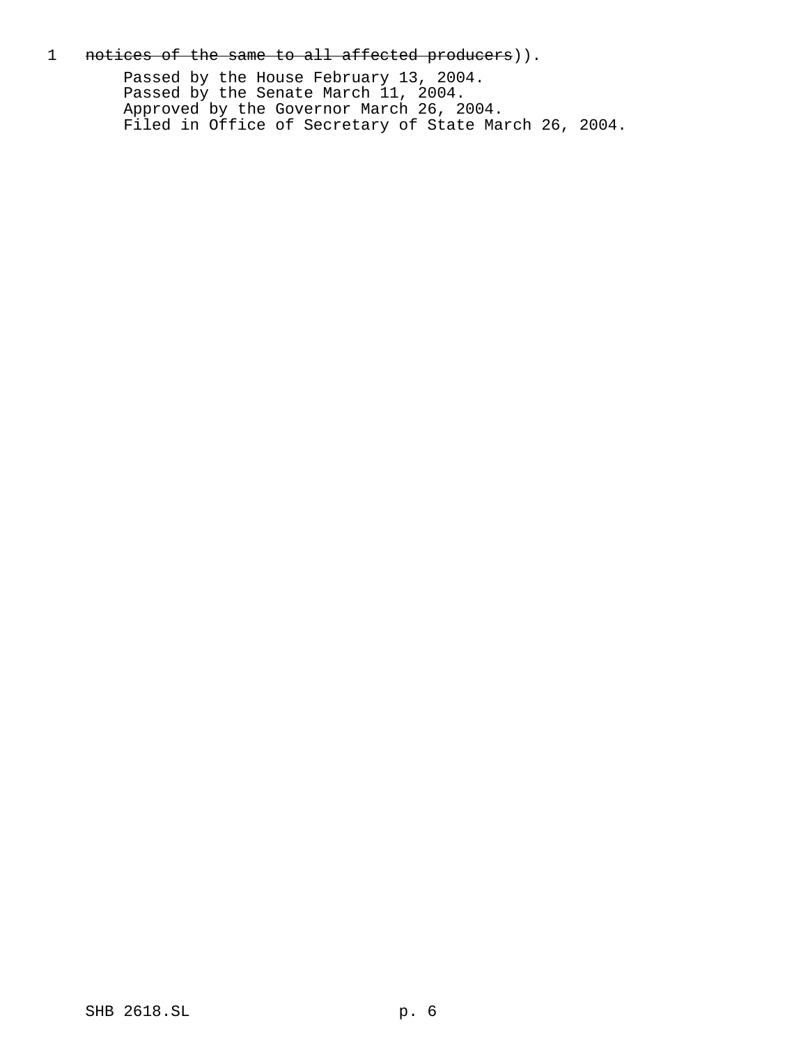1 ~~notices of the same to all affected producers~~)).

Passed by the House February 13, 2004.
Passed by the Senate March 11, 2004.
Approved by the Governor March 26, 2004.
Filed in Office of Secretary of State March 26, 2004.